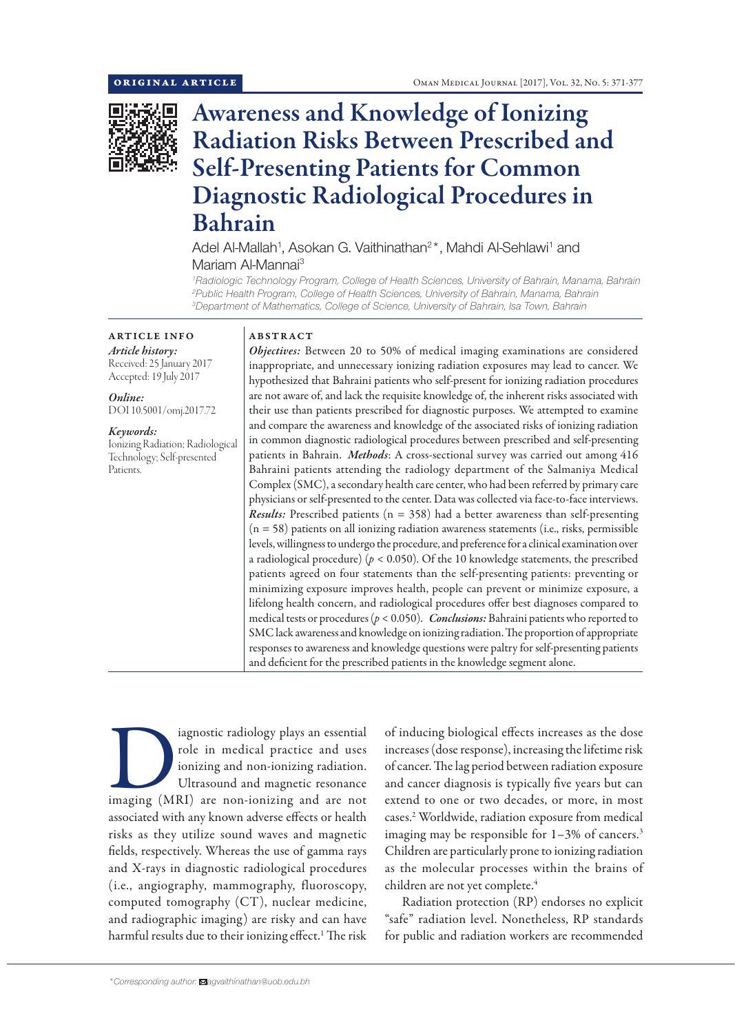ORIGINAL ARTICLE

# Awareness and Knowledge of Ionizing Radiation Risks Between Prescribed and Self-Presenting Patients for Common Diagnostic Radiological Procedures in Bahrain

Adel Al-Mallah[1], Asokan G. Vaithinathan[2]*, Mahdi Al-Sehlawi[1] and Mariam Al-Mannai[3]

[1]Radiologic Technology Program, College of Health Sciences, University of Bahrain, Manama, Bahrain
[2]Public Health Program, College of Health Sciences, University of Bahrain, Manama, Bahrain
[3]Department of Mathematics, College of Science, University of Bahrain, Isa Town, Bahrain

## ARTICLE INFO

*Article history:*
Received: 25 January 2017
Accepted: 19 July 2017

*Online:*
DOI 10.5001/omj.2017.72

*Keywords:*
Ionizing Radiation; Radiological Technology; Self-presented Patients.

## ABSTRACT

***Objectives:*** Between 20 to 50% of medical imaging examinations are considered inappropriate, and unnecessary ionizing radiation exposures may lead to cancer. We hypothesized that Bahraini patients who self-present for ionizing radiation procedures are not aware of, and lack the requisite knowledge of, the inherent risks associated with their use than patients prescribed for diagnostic purposes. We attempted to examine and compare the awareness and knowledge of the associated risks of ionizing radiation in common diagnostic radiological procedures between prescribed and self-presenting patients in Bahrain. ***Methods***: A cross-sectional survey was carried out among 416 Bahraini patients attending the radiology department of the Salmaniya Medical Complex (SMC), a secondary health care center, who had been referred by primary care physicians or self-presented to the center. Data was collected via face-to-face interviews. ***Results:*** Prescribed patients ($n = 358$) had a better awareness than self-presenting ($n = 58$) patients on all ionizing radiation awareness statements (i.e., risks, permissible levels, willingness to undergo the procedure, and preference for a clinical examination over a radiological procedure) ($p < 0.050$). Of the 10 knowledge statements, the prescribed patients agreed on four statements than the self-presenting patients: preventing or minimizing exposure improves health, people can prevent or minimize exposure, a lifelong health concern, and radiological procedures offer best diagnoses compared to medical tests or procedures ($p < 0.050$). ***Conclusions:*** Bahraini patients who reported to SMC lack awareness and knowledge on ionizing radiation. The proportion of appropriate responses to awareness and knowledge questions were paltry for self-presenting patients and deficient for the prescribed patients in the knowledge segment alone.

Diagnostic radiology plays an essential role in medical practice and uses ionizing and non-ionizing radiation. Ultrasound and magnetic resonance imaging (MRI) are non-ionizing and are not associated with any known adverse effects or health risks as they utilize sound waves and magnetic fields, respectively. Whereas the use of gamma rays and X-rays in diagnostic radiological procedures (i.e., angiography, mammography, fluoroscopy, computed tomography (CT), nuclear medicine, and radiographic imaging) are risky and can have harmful results due to their ionizing effect.[1] The risk of inducing biological effects increases as the dose increases (dose response), increasing the lifetime risk of cancer. The lag period between radiation exposure and cancer diagnosis is typically five years but can extend to one or two decades, or more, in most cases.[2] Worldwide, radiation exposure from medical imaging may be responsible for 1–3% of cancers.[3] Children are particularly prone to ionizing radiation as the molecular processes within the brains of children are not yet complete.[4]

Radiation protection (RP) endorses no explicit "safe" radiation level. Nonetheless, RP standards for public and radiation workers are recommended

*Corresponding author: agvaithinathan@uob.edu.bh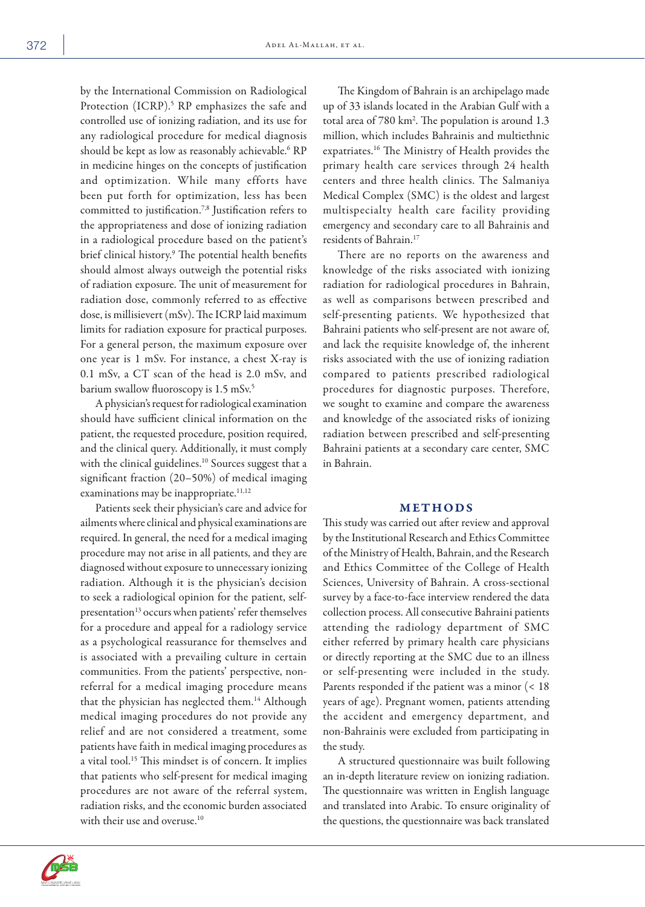by the International Commission on Radiological Protection (ICRP).[5] RP emphasizes the safe and controlled use of ionizing radiation, and its use for any radiological procedure for medical diagnosis should be kept as low as reasonably achievable.[6] RP in medicine hinges on the concepts of justification and optimization. While many efforts have been put forth for optimization, less has been committed to justification.[7,8] Justification refers to the appropriateness and dose of ionizing radiation in a radiological procedure based on the patient's brief clinical history.[9] The potential health benefits should almost always outweigh the potential risks of radiation exposure. The unit of measurement for radiation dose, commonly referred to as effective dose, is millisievert (mSv). The ICRP laid maximum limits for radiation exposure for practical purposes. For a general person, the maximum exposure over one year is 1 mSv. For instance, a chest X-ray is 0.1 mSv, a CT scan of the head is 2.0 mSv, and barium swallow fluoroscopy is 1.5 mSv.[5]

A physician's request for radiological examination should have sufficient clinical information on the patient, the requested procedure, position required, and the clinical query. Additionally, it must comply with the clinical guidelines.[10] Sources suggest that a significant fraction (20–50%) of medical imaging examinations may be inappropriate.[11,12]

Patients seek their physician's care and advice for ailments where clinical and physical examinations are required. In general, the need for a medical imaging procedure may not arise in all patients, and they are diagnosed without exposure to unnecessary ionizing radiation. Although it is the physician's decision to seek a radiological opinion for the patient, self-presentation[13] occurs when patients' refer themselves for a procedure and appeal for a radiology service as a psychological reassurance for themselves and is associated with a prevailing culture in certain communities. From the patients' perspective, non-referral for a medical imaging procedure means that the physician has neglected them.[14] Although medical imaging procedures do not provide any relief and are not considered a treatment, some patients have faith in medical imaging procedures as a vital tool.[15] This mindset is of concern. It implies that patients who self-present for medical imaging procedures are not aware of the referral system, radiation risks, and the economic burden associated with their use and overuse.[10]

The Kingdom of Bahrain is an archipelago made up of 33 islands located in the Arabian Gulf with a total area of 780 km$^2$. The population is around 1.3 million, which includes Bahrainis and multiethnic expatriates.[16] The Ministry of Health provides the primary health care services through 24 health centers and three health clinics. The Salmaniya Medical Complex (SMC) is the oldest and largest multispecialty health care facility providing emergency and secondary care to all Bahrainis and residents of Bahrain.[17]

There are no reports on the awareness and knowledge of the risks associated with ionizing radiation for radiological procedures in Bahrain, as well as comparisons between prescribed and self-presenting patients. We hypothesized that Bahraini patients who self-present are not aware of, and lack the requisite knowledge of, the inherent risks associated with the use of ionizing radiation compared to patients prescribed radiological procedures for diagnostic purposes. Therefore, we sought to examine and compare the awareness and knowledge of the associated risks of ionizing radiation between prescribed and self-presenting Bahraini patients at a secondary care center, SMC in Bahrain.

## METHODS

This study was carried out after review and approval by the Institutional Research and Ethics Committee of the Ministry of Health, Bahrain, and the Research and Ethics Committee of the College of Health Sciences, University of Bahrain. A cross-sectional survey by a face-to-face interview rendered the data collection process. All consecutive Bahraini patients attending the radiology department of SMC either referred by primary health care physicians or directly reporting at the SMC due to an illness or self-presenting were included in the study. Parents responded if the patient was a minor (< 18 years of age). Pregnant women, patients attending the accident and emergency department, and non-Bahrainis were excluded from participating in the study.

A structured questionnaire was built following an in-depth literature review on ionizing radiation. The questionnaire was written in English language and translated into Arabic. To ensure originality of the questions, the questionnaire was back translated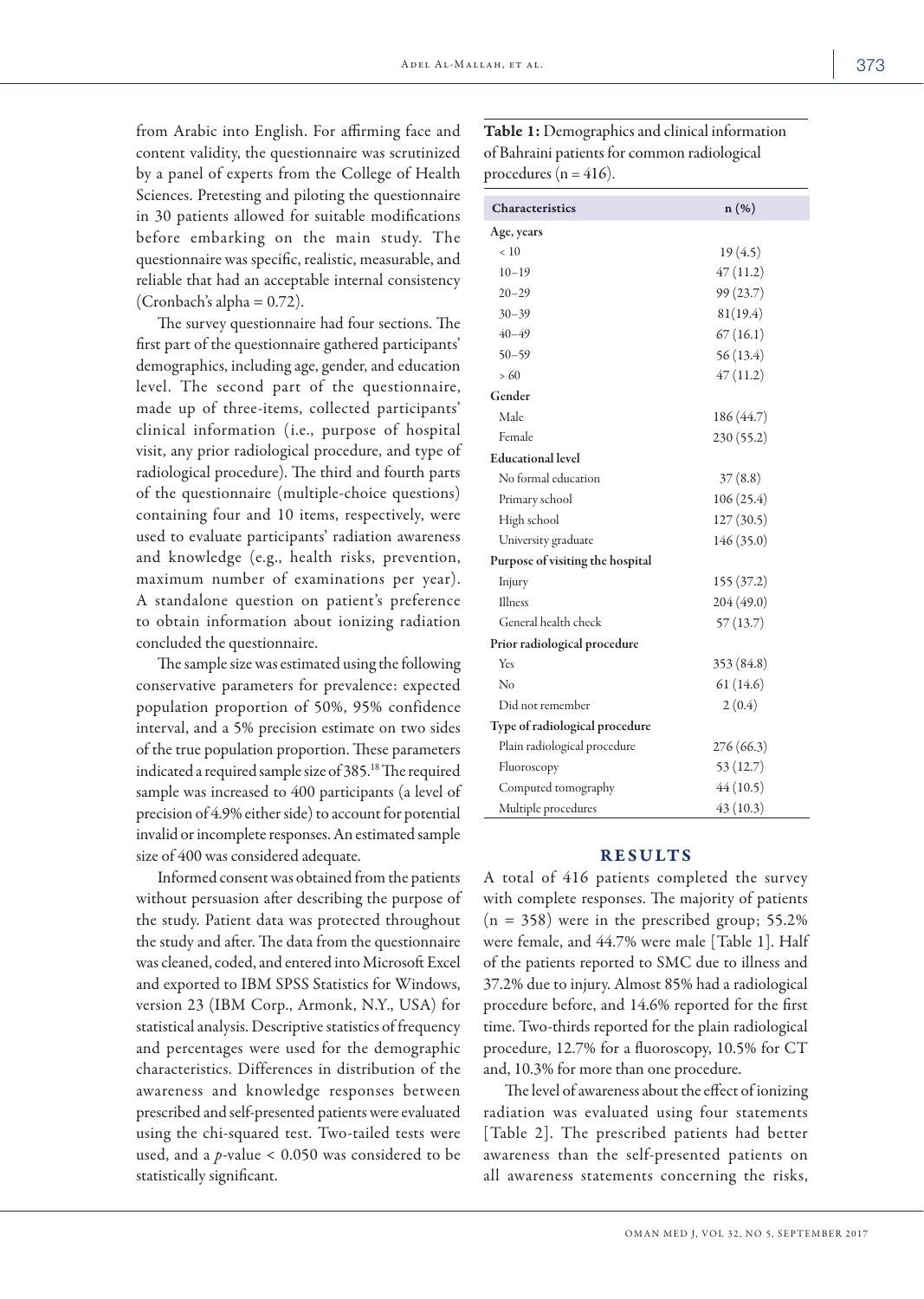from Arabic into English. For affirming face and content validity, the questionnaire was scrutinized by a panel of experts from the College of Health Sciences. Pretesting and piloting the questionnaire in 30 patients allowed for suitable modifications before embarking on the main study. The questionnaire was specific, realistic, measurable, and reliable that had an acceptable internal consistency (Cronbach's alpha = 0.72).

The survey questionnaire had four sections. The first part of the questionnaire gathered participants' demographics, including age, gender, and education level. The second part of the questionnaire, made up of three-items, collected participants' clinical information (i.e., purpose of hospital visit, any prior radiological procedure, and type of radiological procedure). The third and fourth parts of the questionnaire (multiple-choice questions) containing four and 10 items, respectively, were used to evaluate participants' radiation awareness and knowledge (e.g., health risks, prevention, maximum number of examinations per year). A standalone question on patient's preference to obtain information about ionizing radiation concluded the questionnaire.

The sample size was estimated using the following conservative parameters for prevalence: expected population proportion of 50%, 95% confidence interval, and a 5% precision estimate on two sides of the true population proportion. These parameters indicated a required sample size of 385.[18] The required sample was increased to 400 participants (a level of precision of 4.9% either side) to account for potential invalid or incomplete responses. An estimated sample size of 400 was considered adequate.

Informed consent was obtained from the patients without persuasion after describing the purpose of the study. Patient data was protected throughout the study and after. The data from the questionnaire was cleaned, coded, and entered into Microsoft Excel and exported to IBM SPSS Statistics for Windows, version 23 (IBM Corp., Armonk, N.Y., USA) for statistical analysis. Descriptive statistics of frequency and percentages were used for the demographic characteristics. Differences in distribution of the awareness and knowledge responses between prescribed and self-presented patients were evaluated using the chi-squared test. Two-tailed tests were used, and a $p$-value < 0.050 was considered to be statistically significant.

**Table 1:** Demographics and clinical information of Bahraini patients for common radiological procedures (n = 416).

| Characteristics | n (%) |
|---|---|
| **Age, years** | |
| < 10 | 19 (4.5) |
| 10–19 | 47 (11.2) |
| 20–29 | 99 (23.7) |
| 30–39 | 81(19.4) |
| 40–49 | 67 (16.1) |
| 50–59 | 56 (13.4) |
| > 60 | 47 (11.2) |
| **Gender** | |
| Male | 186 (44.7) |
| Female | 230 (55.2) |
| **Educational level** | |
| No formal education | 37 (8.8) |
| Primary school | 106 (25.4) |
| High school | 127 (30.5) |
| University graduate | 146 (35.0) |
| **Purpose of visiting the hospital** | |
| Injury | 155 (37.2) |
| Illness | 204 (49.0) |
| General health check | 57 (13.7) |
| **Prior radiological procedure** | |
| Yes | 353 (84.8) |
| No | 61 (14.6) |
| Did not remember | 2 (0.4) |
| **Type of radiological procedure** | |
| Plain radiological procedure | 276 (66.3) |
| Fluoroscopy | 53 (12.7) |
| Computed tomography | 44 (10.5) |
| Multiple procedures | 43 (10.3) |

## RESULTS

A total of 416 patients completed the survey with complete responses. The majority of patients (n = 358) were in the prescribed group; 55.2% were female, and 44.7% were male [Table 1]. Half of the patients reported to SMC due to illness and 37.2% due to injury. Almost 85% had a radiological procedure before, and 14.6% reported for the first time. Two-thirds reported for the plain radiological procedure, 12.7% for a fluoroscopy, 10.5% for CT and, 10.3% for more than one procedure.

The level of awareness about the effect of ionizing radiation was evaluated using four statements [Table 2]. The prescribed patients had better awareness than the self-presented patients on all awareness statements concerning the risks,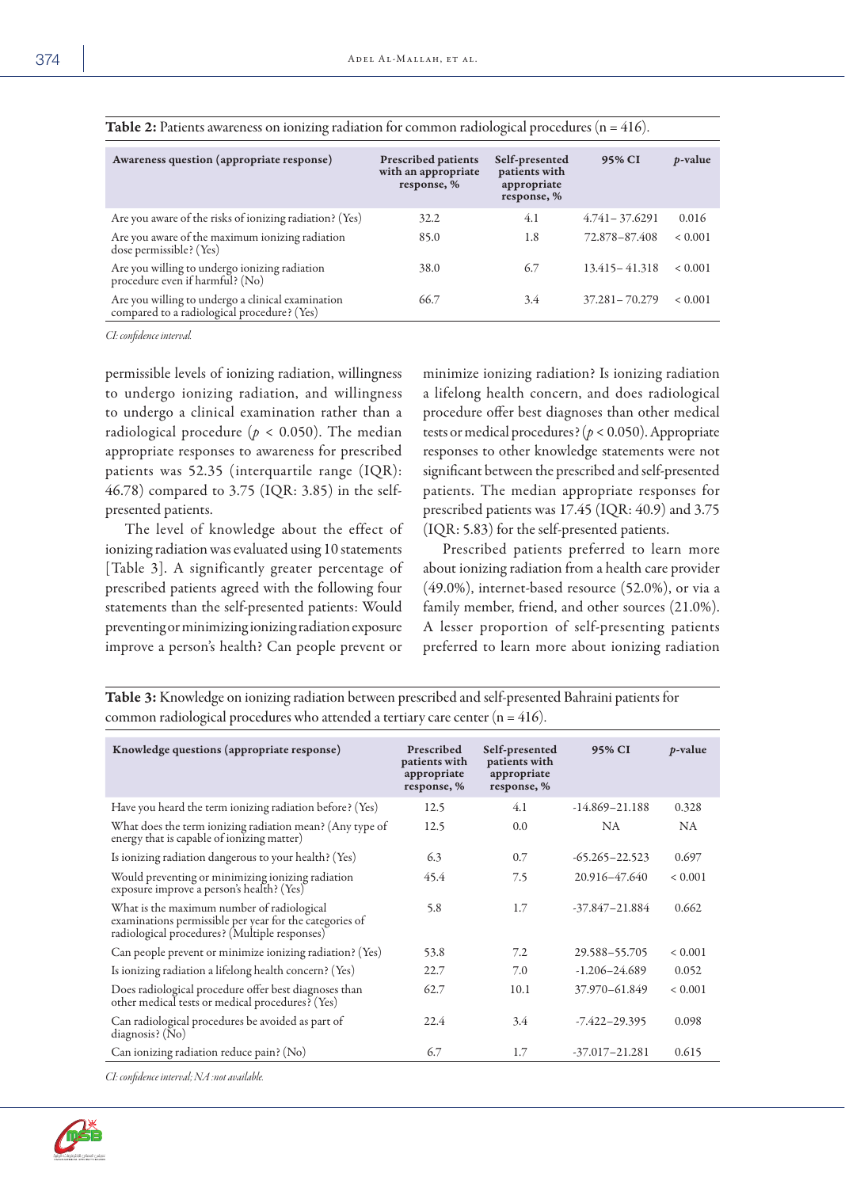**Table 2:** Patients awareness on ionizing radiation for common radiological procedures (n = 416).

| Awareness question (appropriate response) | Prescribed patients with an appropriate response, % | Self-presented patients with appropriate response, % | 95% CI | *p*-value |
|---|---|---|---|---|
| Are you aware of the risks of ionizing radiation? (Yes) | 32.2 | 4.1 | 4.741– 37.6291 | 0.016 |
| Are you aware of the maximum ionizing radiation dose permissible? (Yes) | 85.0 | 1.8 | 72.878–87.408 | < 0.001 |
| Are you willing to undergo ionizing radiation procedure even if harmful? (No) | 38.0 | 6.7 | 13.415– 41.318 | < 0.001 |
| Are you willing to undergo a clinical examination compared to a radiological procedure? (Yes) | 66.7 | 3.4 | 37.281– 70.279 | < 0.001 |

*CI: confidence interval.*

permissible levels of ionizing radiation, willingness to undergo ionizing radiation, and willingness to undergo a clinical examination rather than a radiological procedure ($p < 0.050$). The median appropriate responses to awareness for prescribed patients was 52.35 (interquartile range (IQR): 46.78) compared to 3.75 (IQR: 3.85) in the self-presented patients.

The level of knowledge about the effect of ionizing radiation was evaluated using 10 statements [Table 3]. A significantly greater percentage of prescribed patients agreed with the following four statements than the self-presented patients: Would preventing or minimizing ionizing radiation exposure improve a person's health? Can people prevent or minimize ionizing radiation? Is ionizing radiation a lifelong health concern, and does radiological procedure offer best diagnoses than other medical tests or medical procedures? ($p < 0.050$). Appropriate responses to other knowledge statements were not significant between the prescribed and self-presented patients. The median appropriate responses for prescribed patients was 17.45 (IQR: 40.9) and 3.75 (IQR: 5.83) for the self-presented patients.

Prescribed patients preferred to learn more about ionizing radiation from a health care provider (49.0%), internet-based resource (52.0%), or via a family member, friend, and other sources (21.0%). A lesser proportion of self-presenting patients preferred to learn more about ionizing radiation

**Table 3:** Knowledge on ionizing radiation between prescribed and self-presented Bahraini patients for common radiological procedures who attended a tertiary care center (n = 416).

| Knowledge questions (appropriate response) | Prescribed patients with appropriate response, % | Self-presented patients with appropriate response, % | 95% CI | *p*-value |
|---|---|---|---|---|
| Have you heard the term ionizing radiation before? (Yes) | 12.5 | 4.1 | -14.869–21.188 | 0.328 |
| What does the term ionizing radiation mean? (Any type of energy that is capable of ionizing matter) | 12.5 | 0.0 | NA | NA |
| Is ionizing radiation dangerous to your health? (Yes) | 6.3 | 0.7 | -65.265–22.523 | 0.697 |
| Would preventing or minimizing ionizing radiation exposure improve a person's health? (Yes) | 45.4 | 7.5 | 20.916–47.640 | < 0.001 |
| What is the maximum number of radiological examinations permissible per year for the categories of radiological procedures? (Multiple responses) | 5.8 | 1.7 | -37.847–21.884 | 0.662 |
| Can people prevent or minimize ionizing radiation? (Yes) | 53.8 | 7.2 | 29.588–55.705 | < 0.001 |
| Is ionizing radiation a lifelong health concern? (Yes) | 22.7 | 7.0 | -1.206–24.689 | 0.052 |
| Does radiological procedure offer best diagnoses than other medical tests or medical procedures? (Yes) | 62.7 | 10.1 | 37.970–61.849 | < 0.001 |
| Can radiological procedures be avoided as part of diagnosis? (No) | 22.4 | 3.4 | -7.422–29.395 | 0.098 |
| Can ionizing radiation reduce pain? (No) | 6.7 | 1.7 | -37.017–21.281 | 0.615 |

*CI: confidence interval; NA :not available.*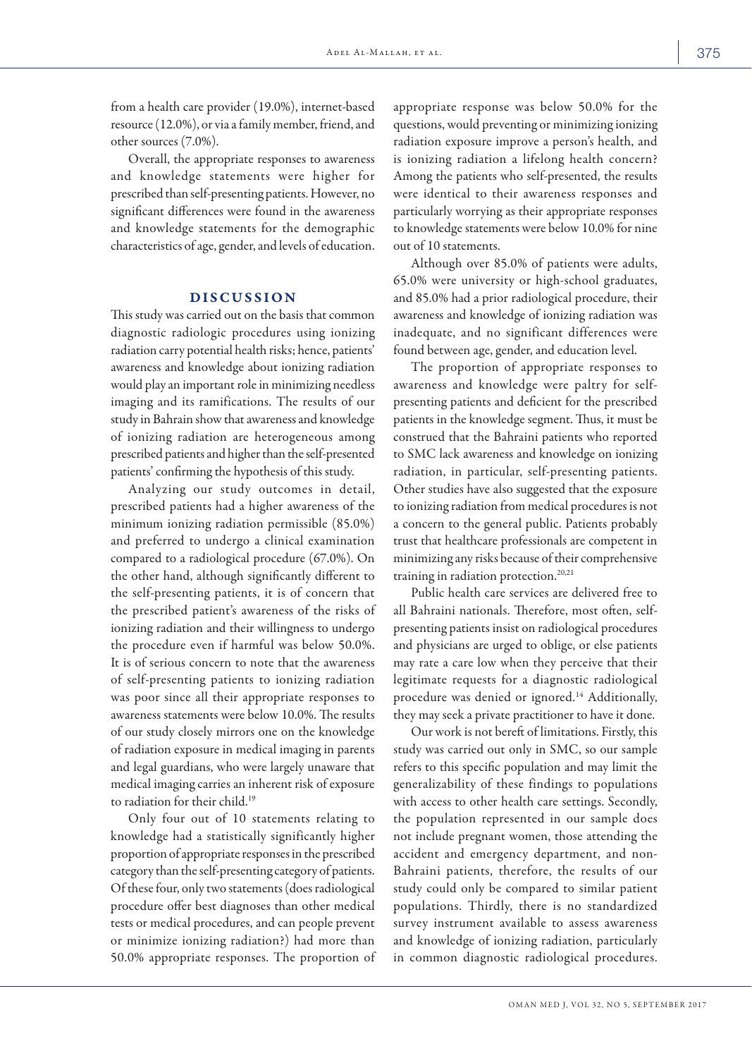from a health care provider (19.0%), internet-based resource (12.0%), or via a family member, friend, and other sources (7.0%).

Overall, the appropriate responses to awareness and knowledge statements were higher for prescribed than self-presenting patients. However, no significant differences were found in the awareness and knowledge statements for the demographic characteristics of age, gender, and levels of education.

## DISCUSSION

This study was carried out on the basis that common diagnostic radiologic procedures using ionizing radiation carry potential health risks; hence, patients' awareness and knowledge about ionizing radiation would play an important role in minimizing needless imaging and its ramifications. The results of our study in Bahrain show that awareness and knowledge of ionizing radiation are heterogeneous among prescribed patients and higher than the self-presented patients' confirming the hypothesis of this study.

Analyzing our study outcomes in detail, prescribed patients had a higher awareness of the minimum ionizing radiation permissible (85.0%) and preferred to undergo a clinical examination compared to a radiological procedure (67.0%). On the other hand, although significantly different to the self-presenting patients, it is of concern that the prescribed patient's awareness of the risks of ionizing radiation and their willingness to undergo the procedure even if harmful was below 50.0%. It is of serious concern to note that the awareness of self-presenting patients to ionizing radiation was poor since all their appropriate responses to awareness statements were below 10.0%. The results of our study closely mirrors one on the knowledge of radiation exposure in medical imaging in parents and legal guardians, who were largely unaware that medical imaging carries an inherent risk of exposure to radiation for their child.[19]

Only four out of 10 statements relating to knowledge had a statistically significantly higher proportion of appropriate responses in the prescribed category than the self-presenting category of patients. Of these four, only two statements (does radiological procedure offer best diagnoses than other medical tests or medical procedures, and can people prevent or minimize ionizing radiation?) had more than 50.0% appropriate responses. The proportion of appropriate response was below 50.0% for the questions, would preventing or minimizing ionizing radiation exposure improve a person's health, and is ionizing radiation a lifelong health concern? Among the patients who self-presented, the results were identical to their awareness responses and particularly worrying as their appropriate responses to knowledge statements were below 10.0% for nine out of 10 statements.

Although over 85.0% of patients were adults, 65.0% were university or high-school graduates, and 85.0% had a prior radiological procedure, their awareness and knowledge of ionizing radiation was inadequate, and no significant differences were found between age, gender, and education level.

The proportion of appropriate responses to awareness and knowledge were paltry for self-presenting patients and deficient for the prescribed patients in the knowledge segment. Thus, it must be construed that the Bahraini patients who reported to SMC lack awareness and knowledge on ionizing radiation, in particular, self-presenting patients. Other studies have also suggested that the exposure to ionizing radiation from medical procedures is not a concern to the general public. Patients probably trust that healthcare professionals are competent in minimizing any risks because of their comprehensive training in radiation protection.[20,21]

Public health care services are delivered free to all Bahraini nationals. Therefore, most often, self-presenting patients insist on radiological procedures and physicians are urged to oblige, or else patients may rate a care low when they perceive that their legitimate requests for a diagnostic radiological procedure was denied or ignored.[14] Additionally, they may seek a private practitioner to have it done.

Our work is not bereft of limitations. Firstly, this study was carried out only in SMC, so our sample refers to this specific population and may limit the generalizability of these findings to populations with access to other health care settings. Secondly, the population represented in our sample does not include pregnant women, those attending the accident and emergency department, and non-Bahraini patients, therefore, the results of our study could only be compared to similar patient populations. Thirdly, there is no standardized survey instrument available to assess awareness and knowledge of ionizing radiation, particularly in common diagnostic radiological procedures.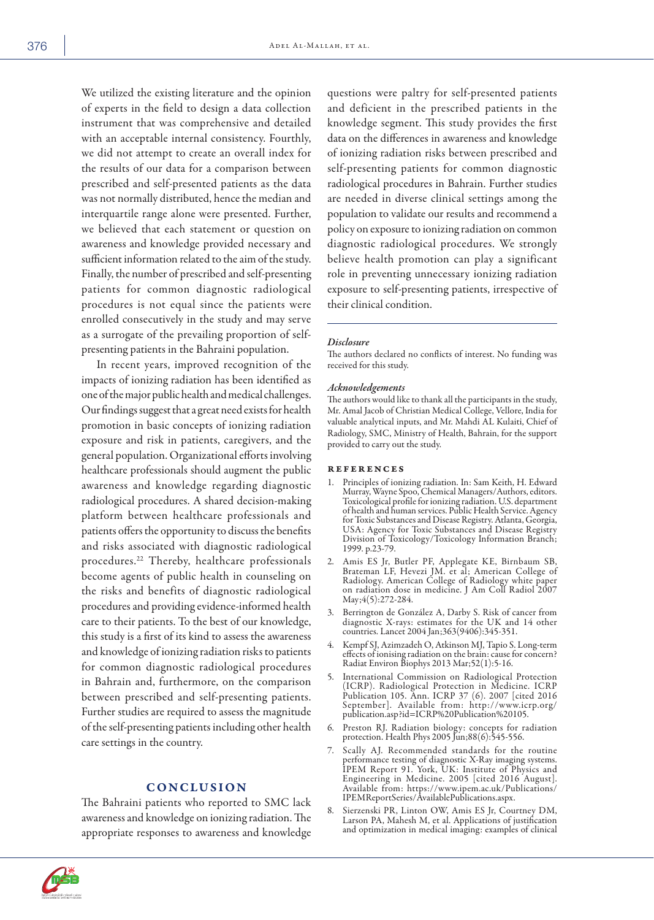We utilized the existing literature and the opinion of experts in the field to design a data collection instrument that was comprehensive and detailed with an acceptable internal consistency. Fourthly, we did not attempt to create an overall index for the results of our data for a comparison between prescribed and self-presented patients as the data was not normally distributed, hence the median and interquartile range alone were presented. Further, we believed that each statement or question on awareness and knowledge provided necessary and sufficient information related to the aim of the study. Finally, the number of prescribed and self-presenting patients for common diagnostic radiological procedures is not equal since the patients were enrolled consecutively in the study and may serve as a surrogate of the prevailing proportion of self-presenting patients in the Bahraini population.

In recent years, improved recognition of the impacts of ionizing radiation has been identified as one of the major public health and medical challenges. Our findings suggest that a great need exists for health promotion in basic concepts of ionizing radiation exposure and risk in patients, caregivers, and the general population. Organizational efforts involving healthcare professionals should augment the public awareness and knowledge regarding diagnostic radiological procedures. A shared decision-making platform between healthcare professionals and patients offers the opportunity to discuss the benefits and risks associated with diagnostic radiological procedures.[22] Thereby, healthcare professionals become agents of public health in counseling on the risks and benefits of diagnostic radiological procedures and providing evidence-informed health care to their patients. To the best of our knowledge, this study is a first of its kind to assess the awareness and knowledge of ionizing radiation risks to patients for common diagnostic radiological procedures in Bahrain and, furthermore, on the comparison between prescribed and self-presenting patients. Further studies are required to assess the magnitude of the self-presenting patients including other health care settings in the country.

## CONCLUSION

The Bahraini patients who reported to SMC lack awareness and knowledge on ionizing radiation. The appropriate responses to awareness and knowledge questions were paltry for self-presented patients and deficient in the prescribed patients in the knowledge segment. This study provides the first data on the differences in awareness and knowledge of ionizing radiation risks between prescribed and self-presenting patients for common diagnostic radiological procedures in Bahrain. Further studies are needed in diverse clinical settings among the population to validate our results and recommend a policy on exposure to ionizing radiation on common diagnostic radiological procedures. We strongly believe health promotion can play a significant role in preventing unnecessary ionizing radiation exposure to self-presenting patients, irrespective of their clinical condition.

### *Disclosure*

The authors declared no conflicts of interest. No funding was received for this study.

### *Acknowledgements*

The authors would like to thank all the participants in the study, Mr. Amal Jacob of Christian Medical College, Vellore, India for valuable analytical inputs, and Mr. Mahdi AL Kulaiti, Chief of Radiology, SMC, Ministry of Health, Bahrain, for the support provided to carry out the study.

## REFERENCES

1. Principles of ionizing radiation. In: Sam Keith, H. Edward Murray, Wayne Spoo, Chemical Managers/Authors, editors. Toxicological profile for ionizing radiation. U.S. department of health and human services. Public Health Service. Agency for Toxic Substances and Disease Registry. Atlanta, Georgia, USA: Agency for Toxic Substances and Disease Registry Division of Toxicology/Toxicology Information Branch; 1999. p.23-79.
2. Amis ES Jr, Butler PF, Applegate KE, Birnbaum SB, Brateman LF, Hevezi JM. et al; American College of Radiology. American College of Radiology white paper on radiation dose in medicine. J Am Coll Radiol 2007 May;4(5):272-284.
3. Berrington de González A, Darby S. Risk of cancer from diagnostic X-rays: estimates for the UK and 14 other countries. Lancet 2004 Jan;363(9406):345-351.
4. Kempf SJ, Azimzadeh O, Atkinson MJ, Tapio S. Long-term effects of ionising radiation on the brain: cause for concern? Radiat Environ Biophys 2013 Mar;52(1):5-16.
5. International Commission on Radiological Protection (ICRP). Radiological Protection in Medicine. ICRP Publication 105. Ann. ICRP 37 (6). 2007 [cited 2016 September]. Available from: http://www.icrp.org/publication.asp?id=ICRP%20Publication%20105.
6. Preston RJ. Radiation biology: concepts for radiation protection. Health Phys 2005 Jun;88(6):545-556.
7. Scally AJ. Recommended standards for the routine performance testing of diagnostic X-Ray imaging systems. IPEM Report 91. York, UK: Institute of Physics and Engineering in Medicine. 2005 [cited 2016 August]. Available from: https://www.ipem.ac.uk/Publications/IPEMReportSeries/AvailablePublications.aspx.
8. Sierzenski PR, Linton OW, Amis ES Jr, Courtney DM, Larson PA, Mahesh M, et al. Applications of justification and optimization in medical imaging: examples of clinical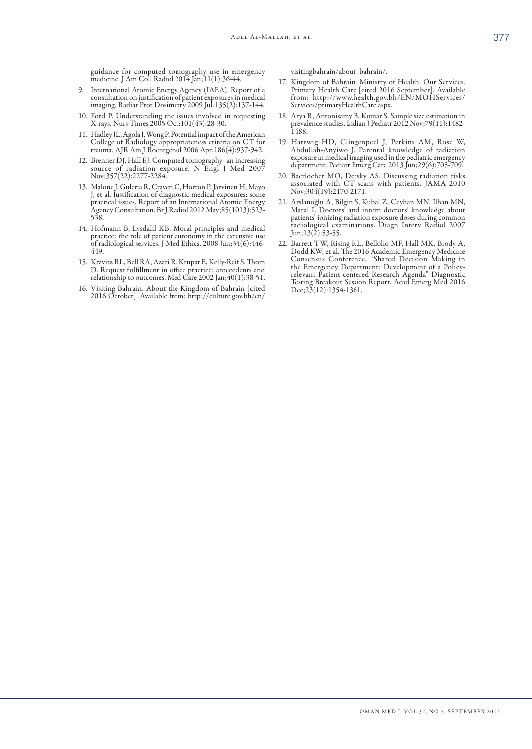guidance for computed tomography use in emergency medicine. J Am Coll Radiol 2014 Jan;11(1):36-44.

9. International Atomic Energy Agency (IAEA). Report of a consultation on justification of patient exposures in medical imaging. Radiat Prot Dosimetry 2009 Jul;135(2):137-144.
10. Ford P. Understanding the issues involved in requesting X-rays. Nurs Times 2005 Oct;101(43):28-30.
11. Hadley JL, Agola J, Wong P. Potential impact of the American College of Radiology appropriateness criteria on CT for trauma. AJR Am J Roentgenol 2006 Apr;186(4):937-942.
12. Brenner DJ, Hall EJ. Computed tomography–an increasing source of radiation exposure. N Engl J Med 2007 Nov;357(22):2277-2284.
13. Malone J, Guleria R, Craven C, Horton P, Järvinen H, Mayo J, et al. Justification of diagnostic medical exposures: some practical issues. Report of an International Atomic Energy Agency Consultation. Br J Radiol 2012 May;85(1013):523-538.
14. Hofmann B, Lysdahl KB. Moral principles and medical practice: the role of patient autonomy in the extensive use of radiological services. J Med Ethics. 2008 Jun;34(6):446-449.
15. Kravitz RL, Bell RA, Azari R, Krupat E, Kelly-Reif S, Thom D. Request fulfillment in office practice: antecedents and relationship to outcomes. Med Care 2002 Jan;40(1):38-51.
16. Visiting Bahrain. About the Kingdom of Bahrain [cited 2016 October]. Available from: http://culture.gov.bh/en/visitingbahrain/about_bahrain/.
17. Kingdom of Bahrain. Ministry of Health. Our Services. Primary Health Care [cited 2016 September]. Available from: http://www.health.gov.bh/EN/MOHServices/Services/primaryHealthCare.aspx.
18. Arya R, Antonisamy B, Kumar S. Sample size estimation in prevalence studies. Indian J Pediatr 2012 Nov;79(11):1482-1488.
19. Hartwig HD, Clingenpeel J, Perkins AM, Rose W, Abdullah-Anyiwo J. Parental knowledge of radiation exposure in medical imaging used in the pediatric emergency department. Pediatr Emerg Care 2013 Jun;29(6):705-709.
20. Baerlocher MO, Detsky AS. Discussing radiation risks associated with CT scans with patients. JAMA 2010 Nov;304(19):2170-2171.
21. Arslanoğlu A, Bilgin S, Kubal Z, Ceyhan MN, Ilhan MN, Maral I. Doctors' and intern doctors' knowledge about patients' ionizing radiation exposure doses during common radiological examinations. Diagn Interv Radiol 2007 Jun;13(2):53-55.
22. Barrett TW, Rising KL, Bellolio MF, Hall MK, Brody A, Dodd KW, et al. The 2016 Academic Emergency Medicine Consensus Conference, "Shared Decision Making in the Emergency Department: Development of a Policy-relevant Patient-centered Research Agenda" Diagnostic Testing Breakout Session Report. Acad Emerg Med 2016 Dec;23(12):1354-1361.